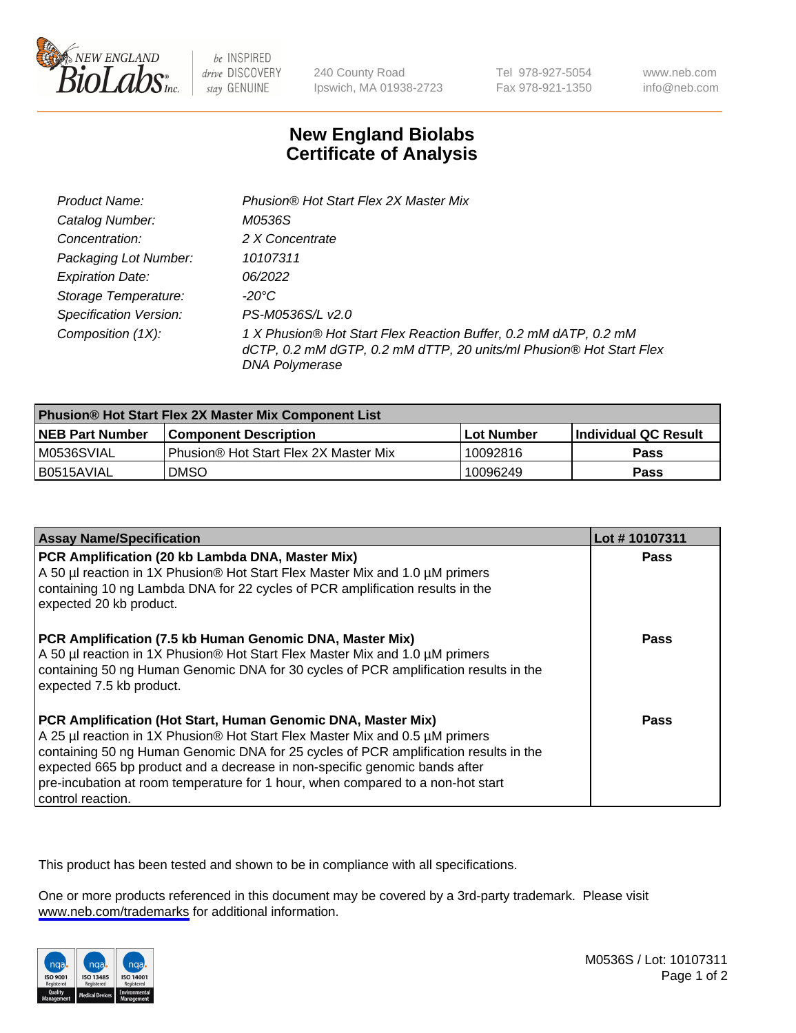# New England Biolabs Certificate of Analysis

| | |
|---|---|
| *Product Name:* | *Phusion® Hot Start Flex 2X Master Mix* |
| *Catalog Number:* | *M0536S* |
| *Concentration:* | *2 X Concentrate* |
| *Packaging Lot Number:* | *10107311* |
| *Expiration Date:* | *06/2022* |
| *Storage Temperature:* | *-20°C* |
| *Specification Version:* | *PS-M0536S/L v2.0* |
| *Composition (1X):* | *1 X Phusion® Hot Start Flex Reaction Buffer, 0.2 mM dATP, 0.2 mM dCTP, 0.2 mM dGTP, 0.2 mM dTTP, 20 units/ml Phusion® Hot Start Flex DNA Polymerase* |

| Phusion® Hot Start Flex 2X Master Mix Component List | | | |
|---|---|---|---|
| **NEB Part Number** | **Component Description** | **Lot Number** | **Individual QC Result** |
| M0536SVIAL | Phusion® Hot Start Flex 2X Master Mix | 10092816 | **Pass** |
| B0515AVIAL | DMSO | 10096249 | **Pass** |

| Assay Name/Specification | Lot # 10107311 |
|---|---|
| **PCR Amplification (20 kb Lambda DNA, Master Mix)** A 50 µl reaction in 1X Phusion® Hot Start Flex Master Mix and 1.0 µM primers containing 10 ng Lambda DNA for 22 cycles of PCR amplification results in the expected 20 kb product. | **Pass** |
| **PCR Amplification (7.5 kb Human Genomic DNA, Master Mix)** A 50 µl reaction in 1X Phusion® Hot Start Flex Master Mix and 1.0 µM primers containing 50 ng Human Genomic DNA for 30 cycles of PCR amplification results in the expected 7.5 kb product. | **Pass** |
| **PCR Amplification (Hot Start, Human Genomic DNA, Master Mix)** A 25 µl reaction in 1X Phusion® Hot Start Flex Master Mix and 0.5 µM primers containing 50 ng Human Genomic DNA for 25 cycles of PCR amplification results in the expected 665 bp product and a decrease in non-specific genomic bands after pre-incubation at room temperature for 1 hour, when compared to a non-hot start control reaction. | **Pass** |

This product has been tested and shown to be in compliance with all specifications.

One or more products referenced in this document may be covered by a 3rd-party trademark. Please visit www.neb.com/trademarks for additional information.

M0536S / Lot: 10107311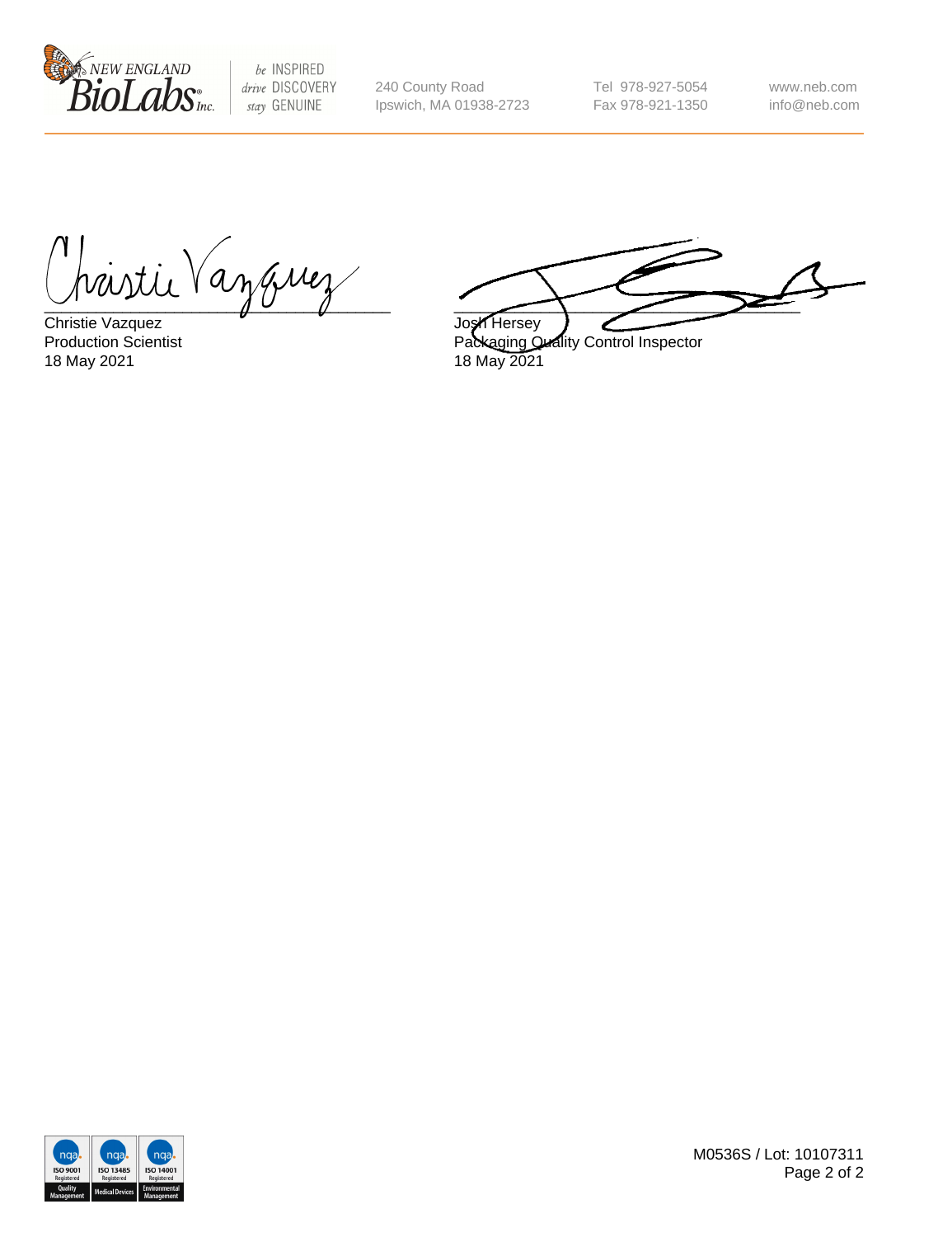Christie Vazquez
Production Scientist
18 May 2021

Josh Hersey
Packaging Quality Control Inspector
18 May 2021

M0536S / Lot: 10107311